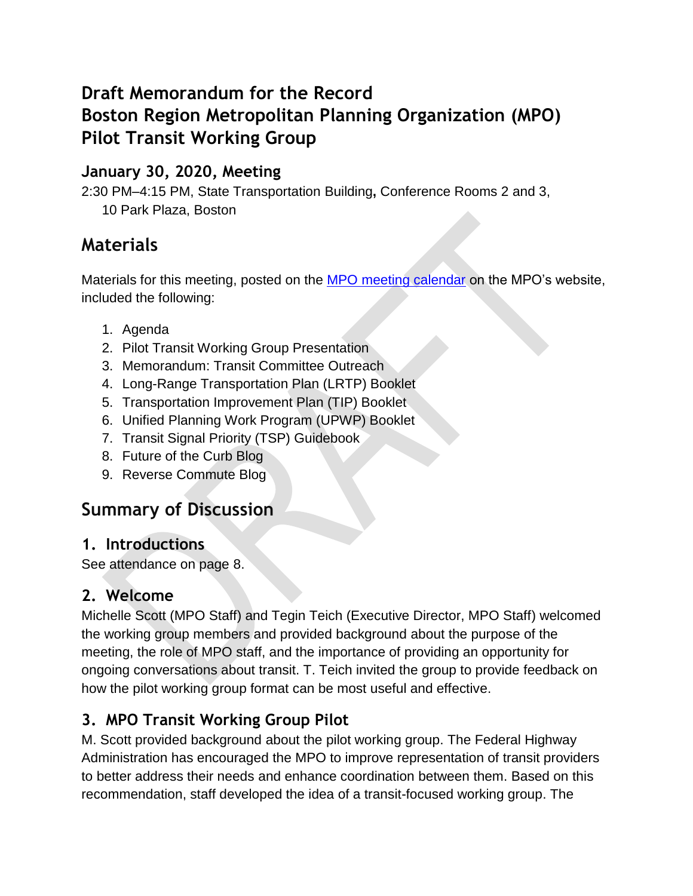# Draft Memorandum for the Record
# Boston Region Metropolitan Planning Organization (MPO)
# Pilot Transit Working Group

### January 30, 2020, Meeting

2:30 PM–4:15 PM, State Transportation Building, Conference Rooms 2 and 3, 10 Park Plaza, Boston

## Materials

Materials for this meeting, posted on the MPO meeting calendar on the MPO's website, included the following:

1. Agenda
2. Pilot Transit Working Group Presentation
3. Memorandum: Transit Committee Outreach
4. Long-Range Transportation Plan (LRTP) Booklet
5. Transportation Improvement Plan (TIP) Booklet
6. Unified Planning Work Program (UPWP) Booklet
7. Transit Signal Priority (TSP) Guidebook
8. Future of the Curb Blog
9. Reverse Commute Blog

## Summary of Discussion

### 1. Introductions

See attendance on page 8.

### 2. Welcome

Michelle Scott (MPO Staff) and Tegin Teich (Executive Director, MPO Staff) welcomed the working group members and provided background about the purpose of the meeting, the role of MPO staff, and the importance of providing an opportunity for ongoing conversations about transit. T. Teich invited the group to provide feedback on how the pilot working group format can be most useful and effective.

### 3. MPO Transit Working Group Pilot

M. Scott provided background about the pilot working group. The Federal Highway Administration has encouraged the MPO to improve representation of transit providers to better address their needs and enhance coordination between them. Based on this recommendation, staff developed the idea of a transit-focused working group. The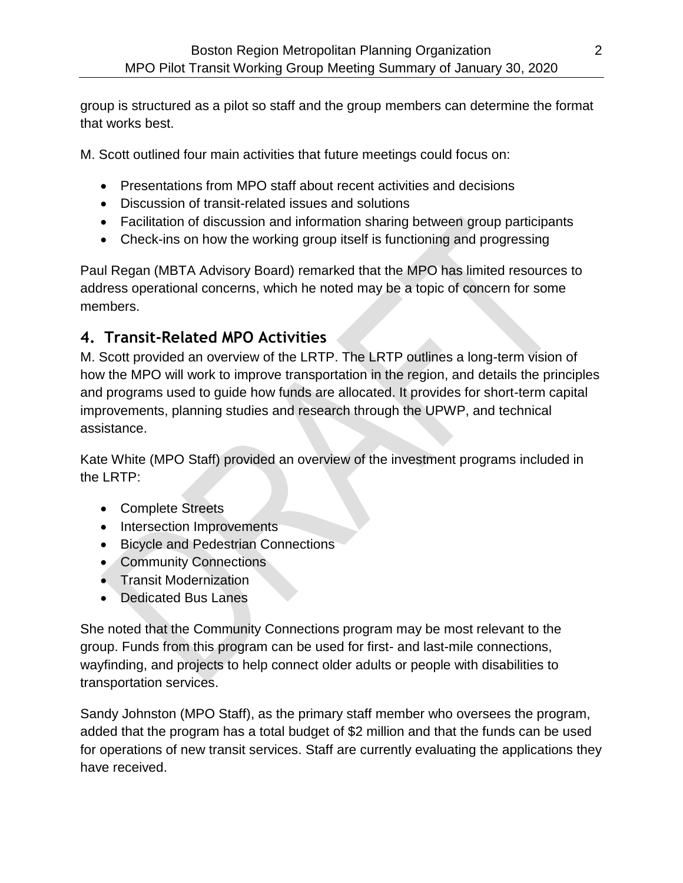group is structured as a pilot so staff and the group members can determine the format that works best.

M. Scott outlined four main activities that future meetings could focus on:

- Presentations from MPO staff about recent activities and decisions
- Discussion of transit-related issues and solutions
- Facilitation of discussion and information sharing between group participants
- Check-ins on how the working group itself is functioning and progressing

Paul Regan (MBTA Advisory Board) remarked that the MPO has limited resources to address operational concerns, which he noted may be a topic of concern for some members.

## 4. Transit-Related MPO Activities

M. Scott provided an overview of the LRTP. The LRTP outlines a long-term vision of how the MPO will work to improve transportation in the region, and details the principles and programs used to guide how funds are allocated. It provides for short-term capital improvements, planning studies and research through the UPWP, and technical assistance.

Kate White (MPO Staff) provided an overview of the investment programs included in the LRTP:

- Complete Streets
- Intersection Improvements
- Bicycle and Pedestrian Connections
- Community Connections
- Transit Modernization
- Dedicated Bus Lanes

She noted that the Community Connections program may be most relevant to the group. Funds from this program can be used for first- and last-mile connections, wayfinding, and projects to help connect older adults or people with disabilities to transportation services.

Sandy Johnston (MPO Staff), as the primary staff member who oversees the program, added that the program has a total budget of $2 million and that the funds can be used for operations of new transit services. Staff are currently evaluating the applications they have received.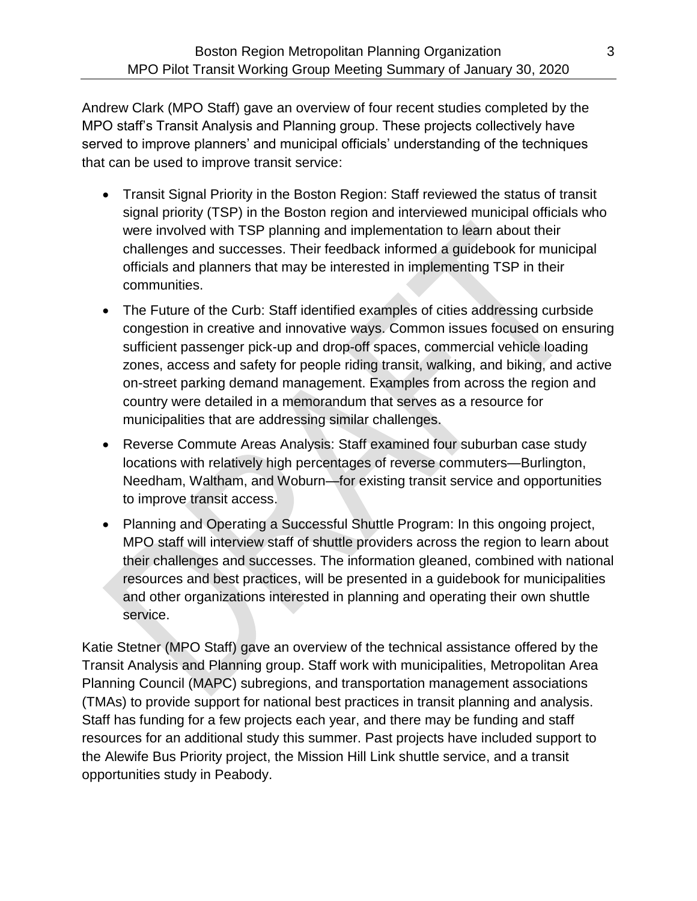Andrew Clark (MPO Staff) gave an overview of four recent studies completed by the MPO staff's Transit Analysis and Planning group. These projects collectively have served to improve planners' and municipal officials' understanding of the techniques that can be used to improve transit service:

- Transit Signal Priority in the Boston Region: Staff reviewed the status of transit signal priority (TSP) in the Boston region and interviewed municipal officials who were involved with TSP planning and implementation to learn about their challenges and successes. Their feedback informed a guidebook for municipal officials and planners that may be interested in implementing TSP in their communities.
- The Future of the Curb: Staff identified examples of cities addressing curbside congestion in creative and innovative ways. Common issues focused on ensuring sufficient passenger pick-up and drop-off spaces, commercial vehicle loading zones, access and safety for people riding transit, walking, and biking, and active on-street parking demand management. Examples from across the region and country were detailed in a memorandum that serves as a resource for municipalities that are addressing similar challenges.
- Reverse Commute Areas Analysis: Staff examined four suburban case study locations with relatively high percentages of reverse commuters—Burlington, Needham, Waltham, and Woburn—for existing transit service and opportunities to improve transit access.
- Planning and Operating a Successful Shuttle Program: In this ongoing project, MPO staff will interview staff of shuttle providers across the region to learn about their challenges and successes. The information gleaned, combined with national resources and best practices, will be presented in a guidebook for municipalities and other organizations interested in planning and operating their own shuttle service.

Katie Stetner (MPO Staff) gave an overview of the technical assistance offered by the Transit Analysis and Planning group. Staff work with municipalities, Metropolitan Area Planning Council (MAPC) subregions, and transportation management associations (TMAs) to provide support for national best practices in transit planning and analysis. Staff has funding for a few projects each year, and there may be funding and staff resources for an additional study this summer. Past projects have included support to the Alewife Bus Priority project, the Mission Hill Link shuttle service, and a transit opportunities study in Peabody.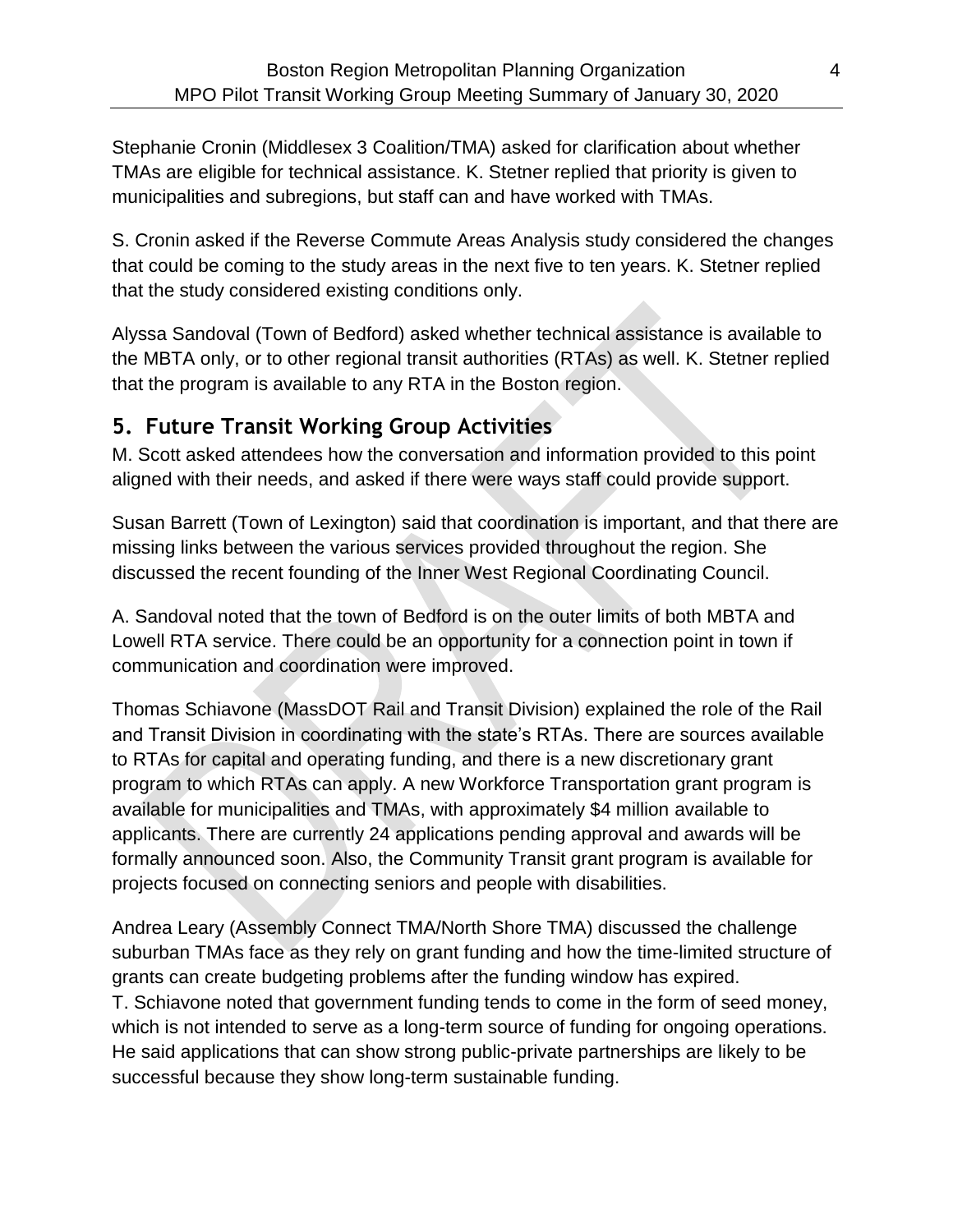Stephanie Cronin (Middlesex 3 Coalition/TMA) asked for clarification about whether TMAs are eligible for technical assistance. K. Stetner replied that priority is given to municipalities and subregions, but staff can and have worked with TMAs.

S. Cronin asked if the Reverse Commute Areas Analysis study considered the changes that could be coming to the study areas in the next five to ten years. K. Stetner replied that the study considered existing conditions only.

Alyssa Sandoval (Town of Bedford) asked whether technical assistance is available to the MBTA only, or to other regional transit authorities (RTAs) as well. K. Stetner replied that the program is available to any RTA in the Boston region.

## 5. Future Transit Working Group Activities

M. Scott asked attendees how the conversation and information provided to this point aligned with their needs, and asked if there were ways staff could provide support.

Susan Barrett (Town of Lexington) said that coordination is important, and that there are missing links between the various services provided throughout the region. She discussed the recent founding of the Inner West Regional Coordinating Council.

A. Sandoval noted that the town of Bedford is on the outer limits of both MBTA and Lowell RTA service. There could be an opportunity for a connection point in town if communication and coordination were improved.

Thomas Schiavone (MassDOT Rail and Transit Division) explained the role of the Rail and Transit Division in coordinating with the state's RTAs. There are sources available to RTAs for capital and operating funding, and there is a new discretionary grant program to which RTAs can apply. A new Workforce Transportation grant program is available for municipalities and TMAs, with approximately $4 million available to applicants. There are currently 24 applications pending approval and awards will be formally announced soon. Also, the Community Transit grant program is available for projects focused on connecting seniors and people with disabilities.

Andrea Leary (Assembly Connect TMA/North Shore TMA) discussed the challenge suburban TMAs face as they rely on grant funding and how the time-limited structure of grants can create budgeting problems after the funding window has expired.
T. Schiavone noted that government funding tends to come in the form of seed money, which is not intended to serve as a long-term source of funding for ongoing operations. He said applications that can show strong public-private partnerships are likely to be successful because they show long-term sustainable funding.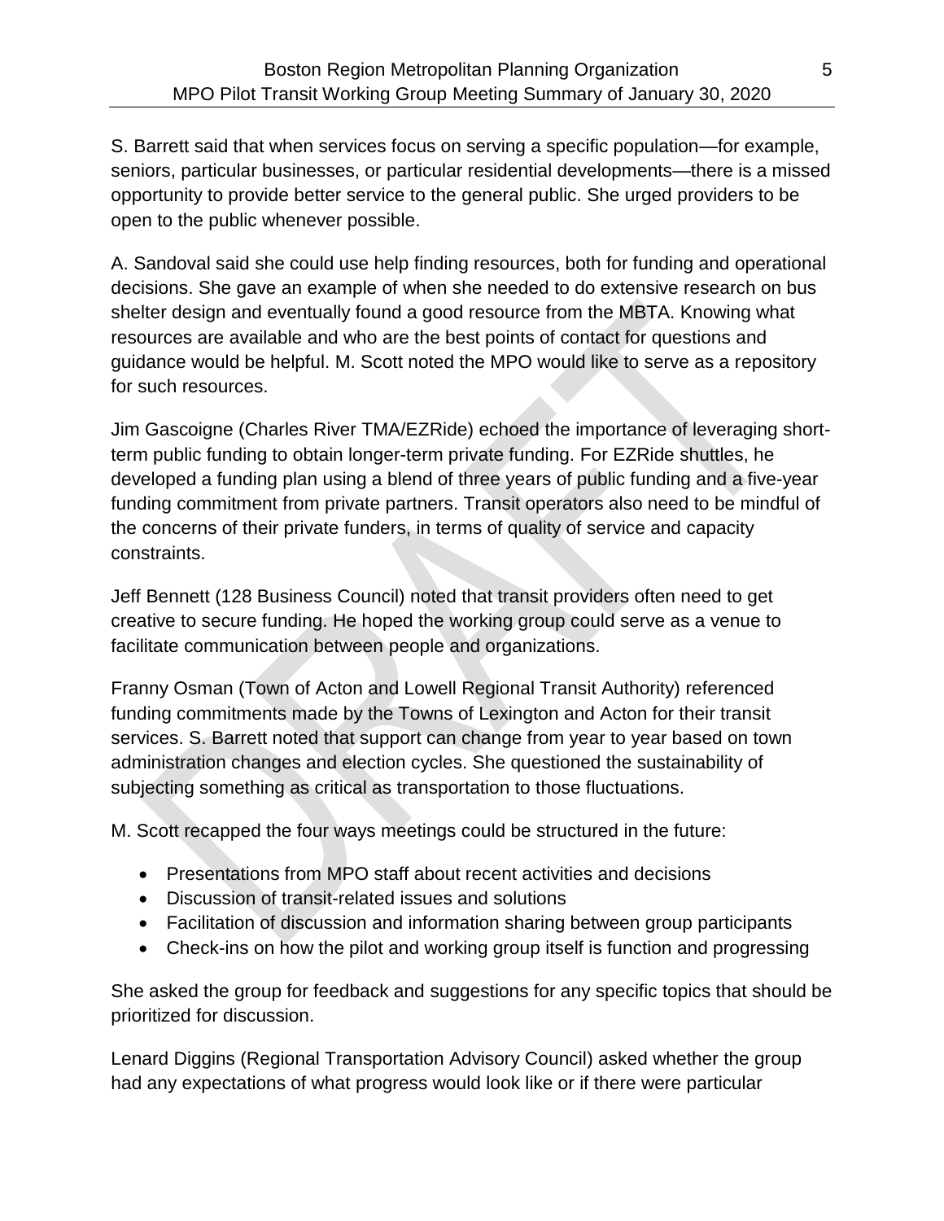S. Barrett said that when services focus on serving a specific population—for example, seniors, particular businesses, or particular residential developments—there is a missed opportunity to provide better service to the general public. She urged providers to be open to the public whenever possible.

A. Sandoval said she could use help finding resources, both for funding and operational decisions. She gave an example of when she needed to do extensive research on bus shelter design and eventually found a good resource from the MBTA. Knowing what resources are available and who are the best points of contact for questions and guidance would be helpful. M. Scott noted the MPO would like to serve as a repository for such resources.

Jim Gascoigne (Charles River TMA/EZRide) echoed the importance of leveraging short-term public funding to obtain longer-term private funding. For EZRide shuttles, he developed a funding plan using a blend of three years of public funding and a five-year funding commitment from private partners. Transit operators also need to be mindful of the concerns of their private funders, in terms of quality of service and capacity constraints.

Jeff Bennett (128 Business Council) noted that transit providers often need to get creative to secure funding. He hoped the working group could serve as a venue to facilitate communication between people and organizations.

Franny Osman (Town of Acton and Lowell Regional Transit Authority) referenced funding commitments made by the Towns of Lexington and Acton for their transit services. S. Barrett noted that support can change from year to year based on town administration changes and election cycles. She questioned the sustainability of subjecting something as critical as transportation to those fluctuations.

M. Scott recapped the four ways meetings could be structured in the future:

- Presentations from MPO staff about recent activities and decisions
- Discussion of transit-related issues and solutions
- Facilitation of discussion and information sharing between group participants
- Check-ins on how the pilot and working group itself is function and progressing

She asked the group for feedback and suggestions for any specific topics that should be prioritized for discussion.

Lenard Diggins (Regional Transportation Advisory Council) asked whether the group had any expectations of what progress would look like or if there were particular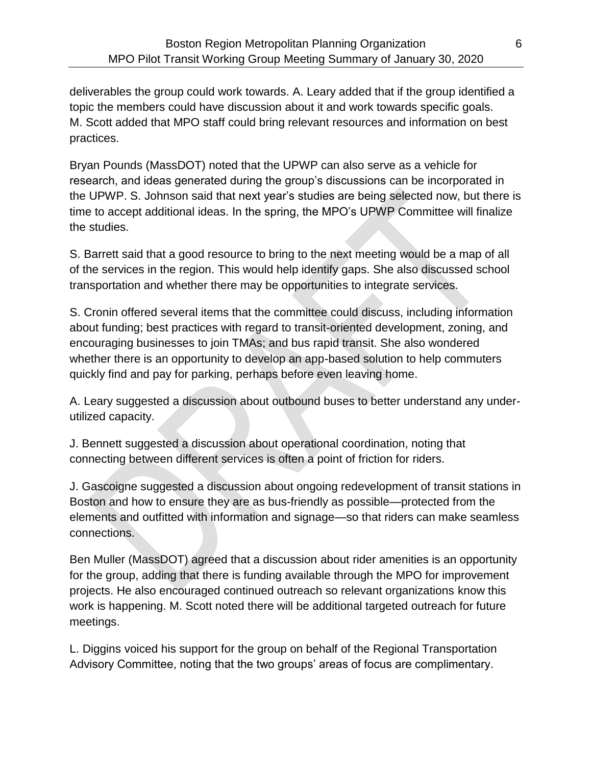deliverables the group could work towards. A. Leary added that if the group identified a topic the members could have discussion about it and work towards specific goals. M. Scott added that MPO staff could bring relevant resources and information on best practices.

Bryan Pounds (MassDOT) noted that the UPWP can also serve as a vehicle for research, and ideas generated during the group's discussions can be incorporated in the UPWP. S. Johnson said that next year's studies are being selected now, but there is time to accept additional ideas. In the spring, the MPO's UPWP Committee will finalize the studies.

S. Barrett said that a good resource to bring to the next meeting would be a map of all of the services in the region. This would help identify gaps. She also discussed school transportation and whether there may be opportunities to integrate services.

S. Cronin offered several items that the committee could discuss, including information about funding; best practices with regard to transit-oriented development, zoning, and encouraging businesses to join TMAs; and bus rapid transit. She also wondered whether there is an opportunity to develop an app-based solution to help commuters quickly find and pay for parking, perhaps before even leaving home.

A. Leary suggested a discussion about outbound buses to better understand any under-utilized capacity.

J. Bennett suggested a discussion about operational coordination, noting that connecting between different services is often a point of friction for riders.

J. Gascoigne suggested a discussion about ongoing redevelopment of transit stations in Boston and how to ensure they are as bus-friendly as possible—protected from the elements and outfitted with information and signage—so that riders can make seamless connections.

Ben Muller (MassDOT) agreed that a discussion about rider amenities is an opportunity for the group, adding that there is funding available through the MPO for improvement projects. He also encouraged continued outreach so relevant organizations know this work is happening. M. Scott noted there will be additional targeted outreach for future meetings.

L. Diggins voiced his support for the group on behalf of the Regional Transportation Advisory Committee, noting that the two groups' areas of focus are complimentary.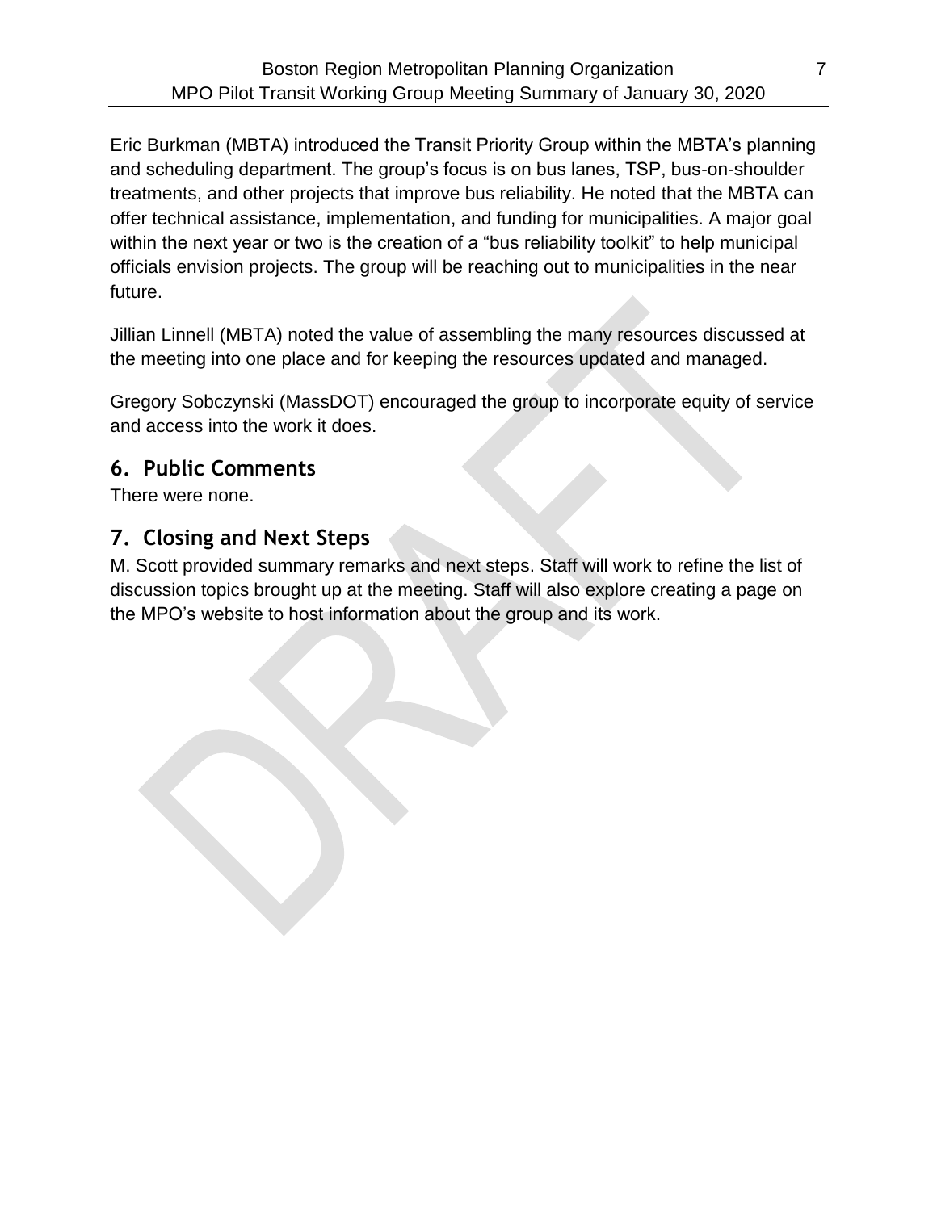Eric Burkman (MBTA) introduced the Transit Priority Group within the MBTA's planning and scheduling department. The group's focus is on bus lanes, TSP, bus-on-shoulder treatments, and other projects that improve bus reliability. He noted that the MBTA can offer technical assistance, implementation, and funding for municipalities. A major goal within the next year or two is the creation of a "bus reliability toolkit" to help municipal officials envision projects. The group will be reaching out to municipalities in the near future.

Jillian Linnell (MBTA) noted the value of assembling the many resources discussed at the meeting into one place and for keeping the resources updated and managed.

Gregory Sobczynski (MassDOT) encouraged the group to incorporate equity of service and access into the work it does.

## 6. Public Comments

There were none.

## 7. Closing and Next Steps

M. Scott provided summary remarks and next steps. Staff will work to refine the list of discussion topics brought up at the meeting. Staff will also explore creating a page on the MPO's website to host information about the group and its work.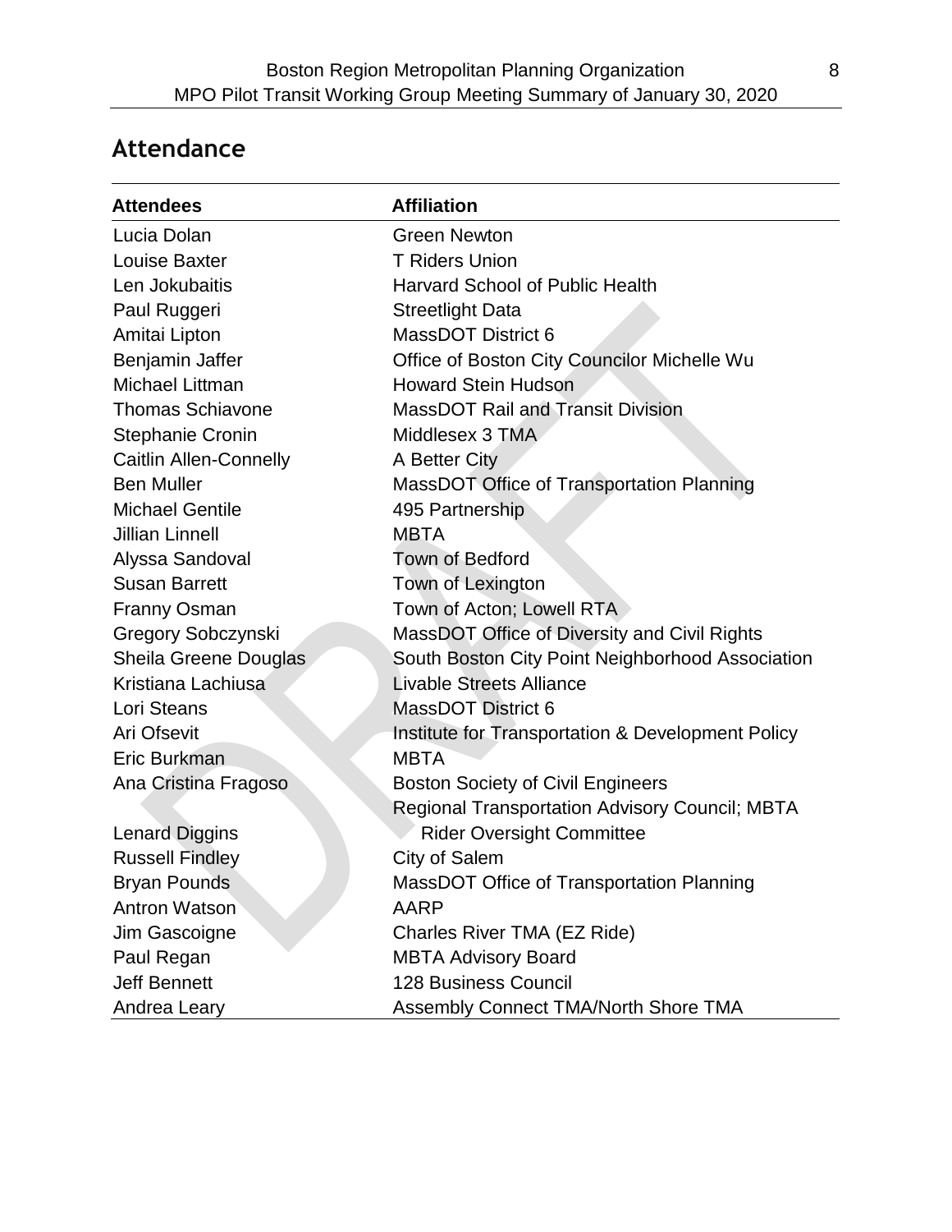## Attendance

| Attendees | Affiliation |
| --- | --- |
| Lucia Dolan | Green Newton |
| Louise Baxter | T Riders Union |
| Len Jokubaitis | Harvard School of Public Health |
| Paul Ruggeri | Streetlight Data |
| Amitai Lipton | MassDOT District 6 |
| Benjamin Jaffer | Office of Boston City Councilor Michelle Wu |
| Michael Littman | Howard Stein Hudson |
| Thomas Schiavone | MassDOT Rail and Transit Division |
| Stephanie Cronin | Middlesex 3 TMA |
| Caitlin Allen-Connelly | A Better City |
| Ben Muller | MassDOT Office of Transportation Planning |
| Michael Gentile | 495 Partnership |
| Jillian Linnell | MBTA |
| Alyssa Sandoval | Town of Bedford |
| Susan Barrett | Town of Lexington |
| Franny Osman | Town of Acton; Lowell RTA |
| Gregory Sobczynski | MassDOT Office of Diversity and Civil Rights |
| Sheila Greene Douglas | South Boston City Point Neighborhood Association |
| Kristiana Lachiusa | Livable Streets Alliance |
| Lori Steans | MassDOT District 6 |
| Ari Ofsevit | Institute for Transportation & Development Policy |
| Eric Burkman | MBTA |
| Ana Cristina Fragoso | Boston Society of Civil Engineers |
| Lenard Diggins | Regional Transportation Advisory Council; MBTA Rider Oversight Committee |
| Russell Findley | City of Salem |
| Bryan Pounds | MassDOT Office of Transportation Planning |
| Antron Watson | AARP |
| Jim Gascoigne | Charles River TMA (EZ Ride) |
| Paul Regan | MBTA Advisory Board |
| Jeff Bennett | 128 Business Council |
| Andrea Leary | Assembly Connect TMA/North Shore TMA |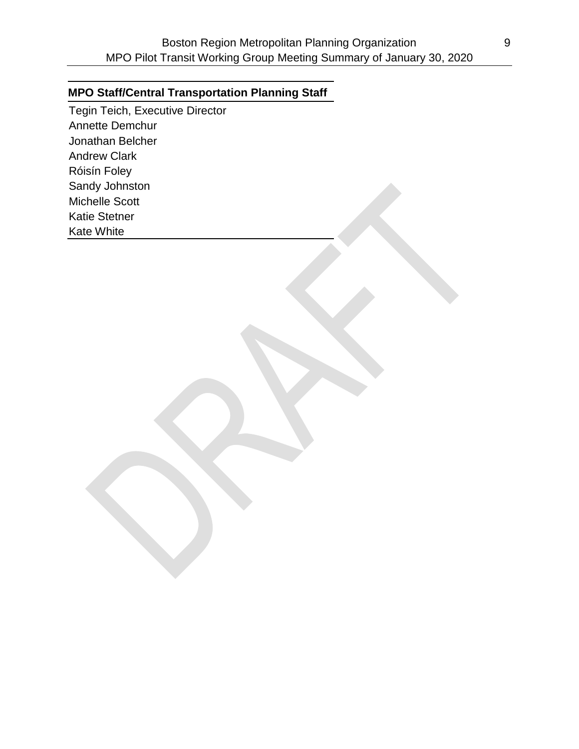| MPO Staff/Central Transportation Planning Staff |
| --- |
| Tegin Teich, Executive Director |
| Annette Demchur |
| Jonathan Belcher |
| Andrew Clark |
| Róisín Foley |
| Sandy Johnston |
| Michelle Scott |
| Katie Stetner |
| Kate White |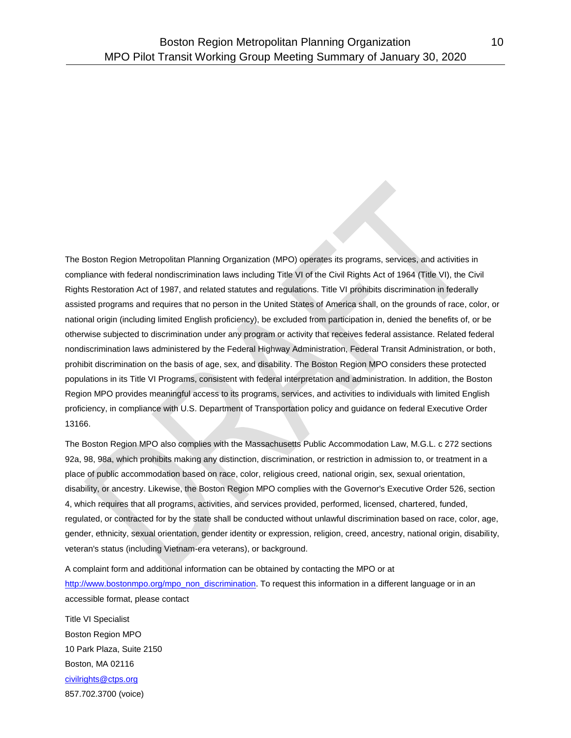The Boston Region Metropolitan Planning Organization (MPO) operates its programs, services, and activities in compliance with federal nondiscrimination laws including Title VI of the Civil Rights Act of 1964 (Title VI), the Civil Rights Restoration Act of 1987, and related statutes and regulations. Title VI prohibits discrimination in federally assisted programs and requires that no person in the United States of America shall, on the grounds of race, color, or national origin (including limited English proficiency), be excluded from participation in, denied the benefits of, or be otherwise subjected to discrimination under any program or activity that receives federal assistance. Related federal nondiscrimination laws administered by the Federal Highway Administration, Federal Transit Administration, or both, prohibit discrimination on the basis of age, sex, and disability. The Boston Region MPO considers these protected populations in its Title VI Programs, consistent with federal interpretation and administration. In addition, the Boston Region MPO provides meaningful access to its programs, services, and activities to individuals with limited English proficiency, in compliance with U.S. Department of Transportation policy and guidance on federal Executive Order 13166.

The Boston Region MPO also complies with the Massachusetts Public Accommodation Law, M.G.L. c 272 sections 92a, 98, 98a, which prohibits making any distinction, discrimination, or restriction in admission to, or treatment in a place of public accommodation based on race, color, religious creed, national origin, sex, sexual orientation, disability, or ancestry. Likewise, the Boston Region MPO complies with the Governor's Executive Order 526, section 4, which requires that all programs, activities, and services provided, performed, licensed, chartered, funded, regulated, or contracted for by the state shall be conducted without unlawful discrimination based on race, color, age, gender, ethnicity, sexual orientation, gender identity or expression, religion, creed, ancestry, national origin, disability, veteran's status (including Vietnam-era veterans), or background.

A complaint form and additional information can be obtained by contacting the MPO or at http://www.bostonmpo.org/mpo_non_discrimination. To request this information in a different language or in an accessible format, please contact

Title VI Specialist
Boston Region MPO
10 Park Plaza, Suite 2150
Boston, MA 02116
civilrights@ctps.org
857.702.3700 (voice)